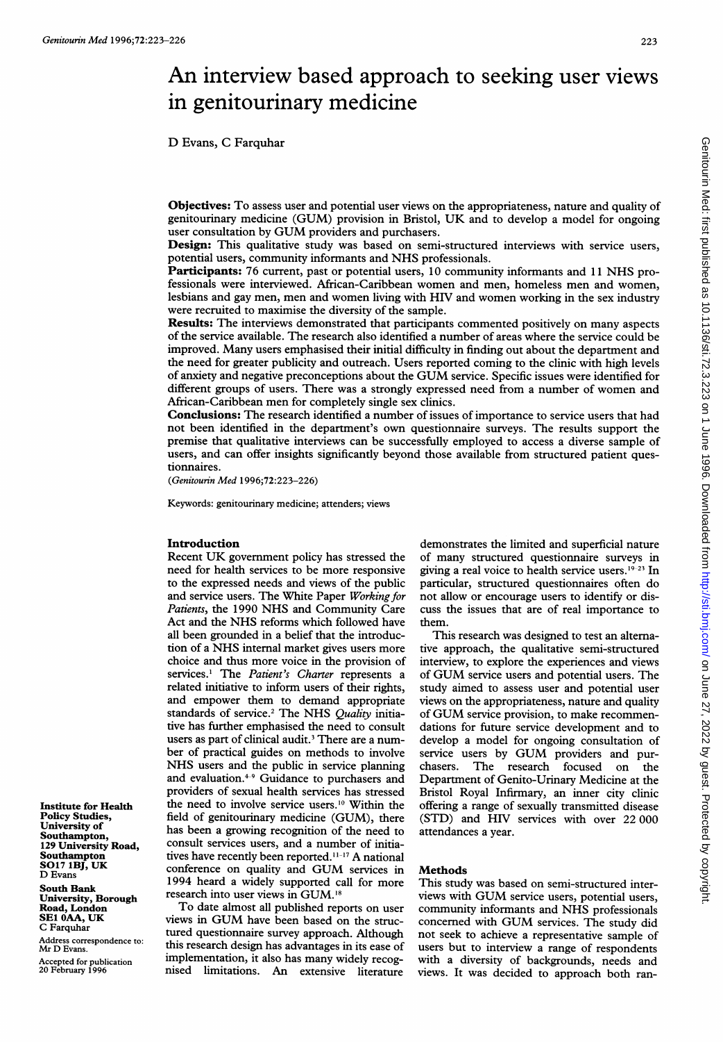# An interview based approach to seeking user views in genitourinary medicine

D Evans, C Farquhar

**Objectives:** To assess user and potential user views on the appropriateness, nature and quality of genitourinary medicine (GUM) provision in Bristol, UK and to develop a model for ongoing user consultation by GUM providers and purchasers.

**Design:** This qualitative study was based on semi-structured interviews with service users, potential users, community informants and NHS professionals.

**Participants:** 76 current, past or potential users, 10 community informants and 11 NHS professionals were interviewed. African-Caribbean women and men, homeless men and women, lesbians and gay men, men and women living with HIV and women working in the sex industry were recruited to maximise the diversity of the sample.

**Results:** The interviews demonstrated that participants commented positively on many aspects of the service available. The research also identified a number of areas where the service could be improved. Many users emphasised their initial difficulty in finding out about the department and the need for greater publicity and outreach. Users reported coming to the clinic with high levels of anxiety and negative preconceptions about the GUM service. Specific issues were identified for different groups of users. There was a strongly expressed need from a number of women and African-Caribbean men for completely single sex clinics.

**Conclusions:** The research identified a number of issues of importance to service users that had not been identified in the department's own questionnaire surveys. The results support the premise that qualitative interviews can be successfully employed to access a diverse sample of users, and can offer insights significantly beyond those available from structured patient questionnaires.

(*Genitourin Med* 1996;72:223–226)

Keywords: genitourinary medicine; attenders; views

Institute for Health Policy Studies, University of Southampton, 129 University Road, Southampton SO17 1BJ, UK
D Evans

South Bank University, Borough Road, London SE1 0AA, UK
C Farquhar

Address correspondence to: Mr D Evans.

Accepted for publication 20 February 1996

## Introduction

Recent UK government policy has stressed the need for health services to be more responsive to the expressed needs and views of the public and service users. The White Paper *Working for Patients*, the 1990 NHS and Community Care Act and the NHS reforms which followed have all been grounded in a belief that the introduction of a NHS internal market gives users more choice and thus more voice in the provision of services.[1] The *Patient's Charter* represents a related initiative to inform users of their rights, and empower them to demand appropriate standards of service.[2] The NHS *Quality* initiative has further emphasised the need to consult users as part of clinical audit.[3] There are a number of practical guides on methods to involve NHS users and the public in service planning and evaluation.[4-9] Guidance to purchasers and providers of sexual health services has stressed the need to involve service users.[10] Within the field of genitourinary medicine (GUM), there has been a growing recognition of the need to consult services users, and a number of initiatives have recently been reported.[11-17] A national conference on quality and GUM services in 1994 heard a widely supported call for more research into user views in GUM.[18]

To date almost all published reports on user views in GUM have been based on the structured questionnaire survey approach. Although this research design has advantages in its ease of implementation, it also has many widely recognised limitations. An extensive literature demonstrates the limited and superficial nature of many structured questionnaire surveys in giving a real voice to health service users.[19-23] In particular, structured questionnaires often do not allow or encourage users to identify or discuss the issues that are of real importance to them.

This research was designed to test an alternative approach, the qualitative semi-structured interview, to explore the experiences and views of GUM service users and potential users. The study aimed to assess user and potential user views on the appropriateness, nature and quality of GUM service provision, to make recommendations for future service development and to develop a model for ongoing consultation of service users by GUM providers and purchasers. The research focused on the Department of Genito-Urinary Medicine at the Bristol Royal Infirmary, an inner city clinic offering a range of sexually transmitted disease (STD) and HIV services with over 22 000 attendances a year.

## Methods

This study was based on semi-structured interviews with GUM service users, potential users, community informants and NHS professionals concerned with GUM services. The study did not seek to achieve a representative sample of users but to interview a range of respondents with a diversity of backgrounds, needs and views. It was decided to approach both ran-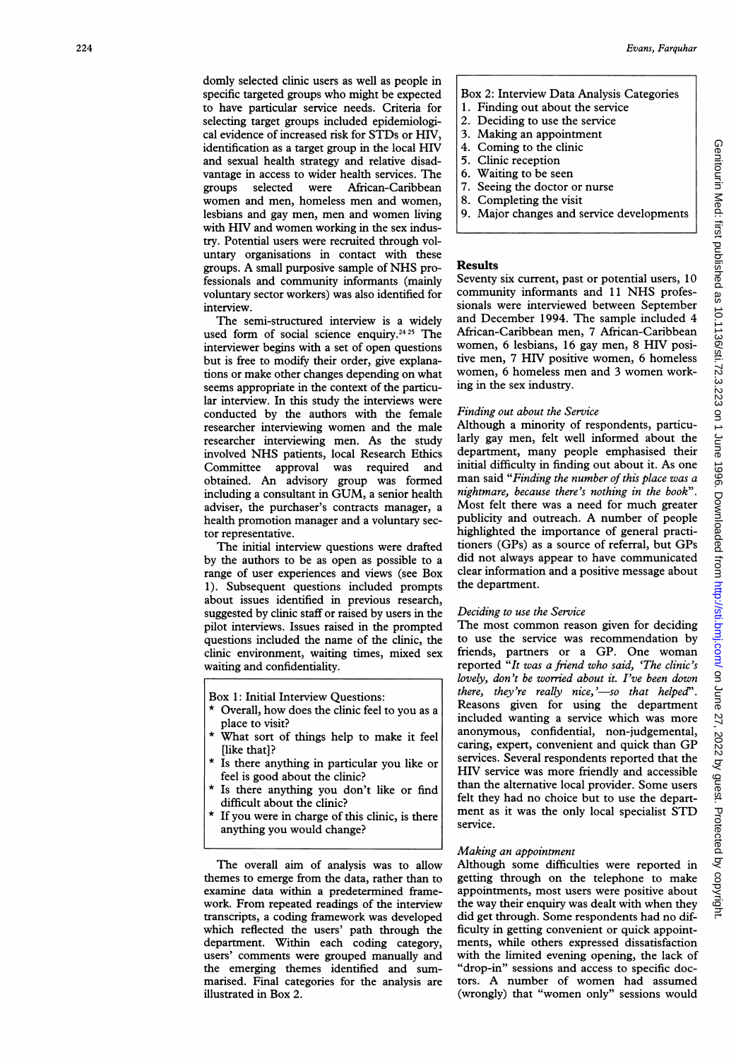domly selected clinic users as well as people in specific targeted groups who might be expected to have particular service needs. Criteria for selecting target groups included epidemiological evidence of increased risk for STDs or HIV, identification as a target group in the local HIV and sexual health strategy and relative disadvantage in access to wider health services. The groups selected were African-Caribbean women and men, homeless men and women, lesbians and gay men, men and women living with HIV and women working in the sex industry. Potential users were recruited through voluntary organisations in contact with these groups. A small purposive sample of NHS professionals and community informants (mainly voluntary sector workers) was also identified for interview.

The semi-structured interview is a widely used form of social science enquiry.[24,25] The interviewer begins with a set of open questions but is free to modify their order, give explanations or make other changes depending on what seems appropriate in the context of the particular interview. In this study the interviews were conducted by the authors with the female researcher interviewing women and the male researcher interviewing men. As the study involved NHS patients, local Research Ethics Committee approval was required and obtained. An advisory group was formed including a consultant in GUM, a senior health adviser, the purchaser's contracts manager, a health promotion manager and a voluntary sector representative.

The initial interview questions were drafted by the authors to be as open as possible to a range of user experiences and views (see Box 1). Subsequent questions included prompts about issues identified in previous research, suggested by clinic staff or raised by users in the pilot interviews. Issues raised in the prompted questions included the name of the clinic, the clinic environment, waiting times, mixed sex waiting and confidentiality.

> Box 1: Initial Interview Questions:
> * Overall, how does the clinic feel to you as a place to visit?
> * What sort of things help to make it feel [like that]?
> * Is there anything in particular you like or feel is good about the clinic?
> * Is there anything you don't like or find difficult about the clinic?
> * If you were in charge of this clinic, is there anything you would change?

The overall aim of analysis was to allow themes to emerge from the data, rather than to examine data within a predetermined framework. From repeated readings of the interview transcripts, a coding framework was developed which reflected the users' path through the department. Within each coding category, users' comments were grouped manually and the emerging themes identified and summarised. Final categories for the analysis are illustrated in Box 2.

> Box 2: Interview Data Analysis Categories
> 1. Finding out about the service
> 2. Deciding to use the service
> 3. Making an appointment
> 4. Coming to the clinic
> 5. Clinic reception
> 6. Waiting to be seen
> 7. Seeing the doctor or nurse
> 8. Completing the visit
> 9. Major changes and service developments

## Results

Seventy six current, past or potential users, 10 community informants and 11 NHS professionals were interviewed between September and December 1994. The sample included 4 African-Caribbean men, 7 African-Caribbean women, 6 lesbians, 16 gay men, 8 HIV positive men, 7 HIV positive women, 6 homeless women, 6 homeless men and 3 women working in the sex industry.

### *Finding out about the Service*

Although a minority of respondents, particularly gay men, felt well informed about the department, many people emphasised their initial difficulty in finding out about it. As one man said "*Finding the number of this place was a nightmare, because there's nothing in the book*". Most felt there was a need for much greater publicity and outreach. A number of people highlighted the importance of general practitioners (GPs) as a source of referral, but GPs did not always appear to have communicated clear information and a positive message about the department.

### *Deciding to use the Service*

The most common reason given for deciding to use the service was recommendation by friends, partners or a GP. One woman reported "*It was a friend who said, 'The clinic's lovely, don't be worried about it. I've been down there, they're really nice,'—so that helped*". Reasons given for using the department included wanting a service which was more anonymous, confidential, non-judgemental, caring, expert, convenient and quick than GP services. Several respondents reported that the HIV service was more friendly and accessible than the alternative local provider. Some users felt they had no choice but to use the department as it was the only local specialist STD service.

### *Making an appointment*

Although some difficulties were reported in getting through on the telephone to make appointments, most users were positive about the way their enquiry was dealt with when they did get through. Some respondents had no difficulty in getting convenient or quick appointments, while others expressed dissatisfaction with the limited evening opening, the lack of "drop-in" sessions and access to specific doctors. A number of women had assumed (wrongly) that "women only" sessions would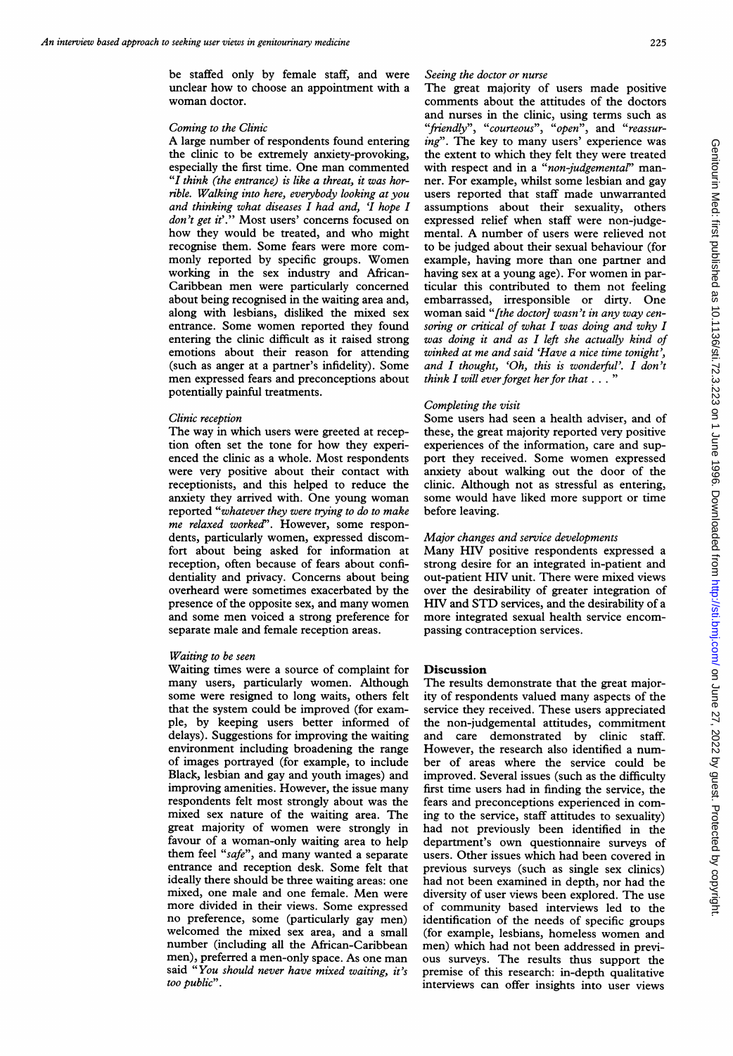be staffed only by female staff, and were unclear how to choose an appointment with a woman doctor.

### *Coming to the Clinic*

A large number of respondents found entering the clinic to be extremely anxiety-provoking, especially the first time. One man commented *"I think (the entrance) is like a threat, it was horrible. Walking into here, everybody looking at you and thinking what diseases I had and, 'I hope I don't get it'."* Most users' concerns focused on how they would be treated, and who might recognise them. Some fears were more commonly reported by specific groups. Women working in the sex industry and African-Caribbean men were particularly concerned about being recognised in the waiting area and, along with lesbians, disliked the mixed sex entrance. Some women reported they found entering the clinic difficult as it raised strong emotions about their reason for attending (such as anger at a partner's infidelity). Some men expressed fears and preconceptions about potentially painful treatments.

### *Clinic reception*

The way in which users were greeted at reception often set the tone for how they experienced the clinic as a whole. Most respondents were very positive about their contact with receptionists, and this helped to reduce the anxiety they arrived with. One young woman reported *"whatever they were trying to do to make me relaxed worked"*. However, some respondents, particularly women, expressed discomfort about being asked for information at reception, often because of fears about confidentiality and privacy. Concerns about being overheard were sometimes exacerbated by the presence of the opposite sex, and many women and some men voiced a strong preference for separate male and female reception areas.

### *Waiting to be seen*

Waiting times were a source of complaint for many users, particularly women. Although some were resigned to long waits, others felt that the system could be improved (for example, by keeping users better informed of delays). Suggestions for improving the waiting environment including broadening the range of images portrayed (for example, to include Black, lesbian and gay and youth images) and improving amenities. However, the issue many respondents felt most strongly about was the mixed sex nature of the waiting area. The great majority of women were strongly in favour of a woman-only waiting area to help them feel *"safe"*, and many wanted a separate entrance and reception desk. Some felt that ideally there should be three waiting areas: one mixed, one male and one female. Men were more divided in their views. Some expressed no preference, some (particularly gay men) welcomed the mixed sex area, and a small number (including all the African-Caribbean men), preferred a men-only space. As one man said *"You should never have mixed waiting, it's too public"*.

### *Seeing the doctor or nurse*

The great majority of users made positive comments about the attitudes of the doctors and nurses in the clinic, using terms such as *"friendly"*, *"courteous"*, *"open"*, and *"reassuring"*. The key to many users' experience was the extent to which they felt they were treated with respect and in a *"non-judgemental"* manner. For example, whilst some lesbian and gay users reported that staff made unwarranted assumptions about their sexuality, others expressed relief when staff were non-judgemental. A number of users were relieved not to be judged about their sexual behaviour (for example, having more than one partner and having sex at a young age). For women in particular this contributed to them not feeling embarrassed, irresponsible or dirty. One woman said *"[the doctor] wasn't in any way censoring or critical of what I was doing and why I was doing it and as I left she actually kind of winked at me and said 'Have a nice time tonight', and I thought, 'Oh, this is wonderful'. I don't think I will ever forget her for that . . . "*

### *Completing the visit*

Some users had seen a health adviser, and of these, the great majority reported very positive experiences of the information, care and support they received. Some women expressed anxiety about walking out the door of the clinic. Although not as stressful as entering, some would have liked more support or time before leaving.

### *Major changes and service developments*

Many HIV positive respondents expressed a strong desire for an integrated in-patient and out-patient HIV unit. There were mixed views over the desirability of greater integration of HIV and STD services, and the desirability of a more integrated sexual health service encompassing contraception services.

## Discussion

The results demonstrate that the great majority of respondents valued many aspects of the service they received. These users appreciated the non-judgemental attitudes, commitment and care demonstrated by clinic staff. However, the research also identified a number of areas where the service could be improved. Several issues (such as the difficulty first time users had in finding the service, the fears and preconceptions experienced in coming to the service, staff attitudes to sexuality) had not previously been identified in the department's own questionnaire surveys of users. Other issues which had been covered in previous surveys (such as single sex clinics) had not been examined in depth, nor had the diversity of user views been explored. The use of community based interviews led to the identification of the needs of specific groups (for example, lesbians, homeless women and men) which had not been addressed in previous surveys. The results thus support the premise of this research: in-depth qualitative interviews can offer insights into user views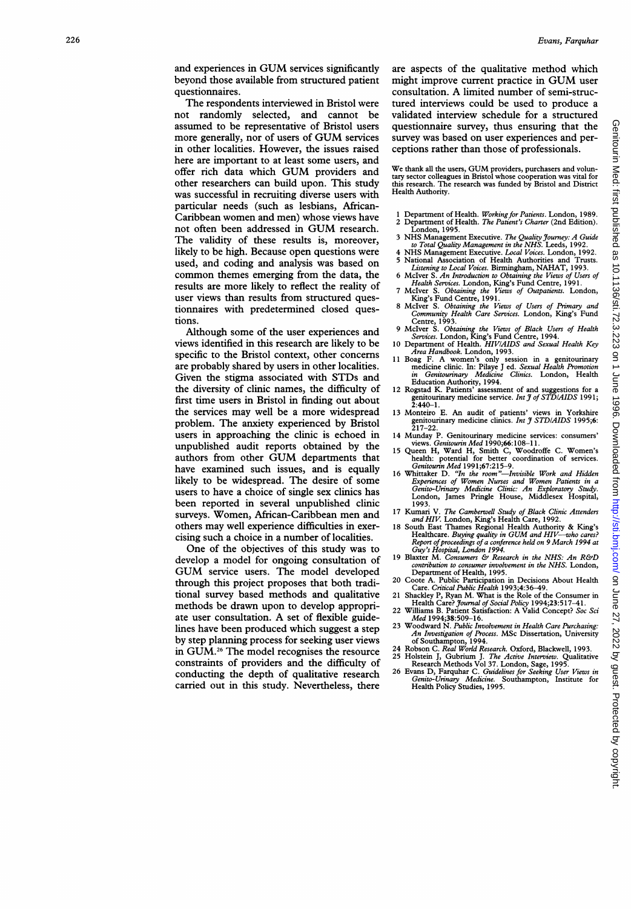and experiences in GUM services significantly beyond those available from structured patient questionnaires.

The respondents interviewed in Bristol were not randomly selected, and cannot be assumed to be representative of Bristol users more generally, nor of users of GUM services in other localities. However, the issues raised here are important to at least some users, and offer rich data which GUM providers and other researchers can build upon. This study was successful in recruiting diverse users with particular needs (such as lesbians, African-Caribbean women and men) whose views have not often been addressed in GUM research. The validity of these results is, moreover, likely to be high. Because open questions were used, and coding and analysis was based on common themes emerging from the data, the results are more likely to reflect the reality of user views than results from structured questionnaires with predetermined closed questions.

Although some of the user experiences and views identified in this research are likely to be specific to the Bristol context, other concerns are probably shared by users in other localities. Given the stigma associated with STDs and the diversity of clinic names, the difficulty of first time users in Bristol in finding out about the services may well be a more widespread problem. The anxiety experienced by Bristol users in approaching the clinic is echoed in unpublished audit reports obtained by the authors from other GUM departments that have examined such issues, and is equally likely to be widespread. The desire of some users to have a choice of single sex clinics has been reported in several unpublished clinic surveys. Women, African-Caribbean men and others may well experience difficulties in exercising such a choice in a number of localities.

One of the objectives of this study was to develop a model for ongoing consultation of GUM service users. The model developed through this project proposes that both traditional survey based methods and qualitative methods be drawn upon to develop appropriate user consultation. A set of flexible guidelines have been produced which suggest a step by step planning process for seeking user views in GUM.[26] The model recognises the resource constraints of providers and the difficulty of conducting the depth of qualitative research carried out in this study. Nevertheless, there are aspects of the qualitative method which might improve current practice in GUM user consultation. A limited number of semi-structured interviews could be used to produce a validated interview schedule for a structured questionnaire survey, thus ensuring that the survey was based on user experiences and perceptions rather than those of professionals.

We thank all the users, GUM providers, purchasers and voluntary sector colleagues in Bristol whose cooperation was vital for this research. The research was funded by Bristol and District Health Authority.

1 Department of Health. *Working for Patients*. London, 1989.
2 Department of Health. *The Patient's Charter* (2nd Edition). London, 1995.
3 NHS Management Executive. *The Quality Journey: A Guide to Total Quality Management in the NHS*. Leeds, 1992.
4 NHS Management Executive. *Local Voices*. London, 1992.
5 National Association of Health Authorities and Trusts. *Listening to Local Voices*. Birmingham, NAHAT, 1993.
6 McIver S. *An Introduction to Obtaining the Views of Users of Health Services*. London, King's Fund Centre, 1991.
7 McIver S. *Obtaining the Views of Outpatients*. London, King's Fund Centre, 1991.
8 McIver S. *Obtaining the Views of Users of Primary and Community Health Care Services*. London, King's Fund Centre, 1993.
9 McIver S. *Obtaining the Views of Black Users of Health Services*. London, King's Fund Centre, 1994.
10 Department of Health. *HIV/AIDS and Sexual Health Key Area Handbook*. London, 1993.
11 Boag F. A women's only session in a genitourinary medicine clinic. In: Pilaye J ed. *Sexual Health Promotion in Genitourinary Medicine Clinics*. London, Health Education Authority, 1994.
12 Rogstad K. Patients' assessment of and suggestions for a genitourinary medicine service. *Int J of STD/AIDS* 1991; 2:440–1.
13 Monteiro E. An audit of patients' views in Yorkshire genitourinary medicine clinics. *Int J STD/AIDS* 1995;6: 217–22.
14 Munday P. Genitourinary medicine services: consumers' views. *Genitourin Med* 1990;66:108–11.
15 Queen H, Ward H, Smith C, Woodroffe C. Women's health: potential for better coordination of services. *Genitourin Med* 1991;67:215–9.
16 Whittaker D. *"In the room"—Invisible Work and Hidden Experiences of Women Nurses and Women Patients in a Genito-Urinary Medicine Clinic: An Exploratory Study*. London, James Pringle House, Middlesex Hospital, 1993.
17 Kumari V. *The Camberwell Study of Black Clinic Attenders and HIV*. London, King's Health Care, 1992.
18 South East Thames Regional Health Authority & King's Healthcare. *Buying quality in GUM and HIV—who cares? Report of proceedings of a conference held on 9 March 1994 at Guy's Hospital, London 1994*.
19 Blaxter M. *Consumers & Research in the NHS: An R&D contribution to consumer involvement in the NHS*. London, Department of Health, 1995.
20 Coote A. Public Participation in Decisions About Health Care. *Critical Public Health* 1993;4:36–49.
21 Shackley P, Ryan M. What is the Role of the Consumer in Health Care? *Journal of Social Policy* 1994;23:517–41.
22 Williams B. Patient Satisfaction: A Valid Concept? *Soc Sci Med* 1994;38:509–16.
23 Woodward N. *Public Involvement in Health Care Purchasing: An Investigation of Process*. MSc Dissertation, University of Southampton, 1994.
24 Robson C. *Real World Research*. Oxford, Blackwell, 1993.
25 Holstein J, Gubrium J. *The Active Interview*. Qualitative Research Methods Vol 37. London, Sage, 1995.
26 Evans D, Farquhar C. *Guidelines for Seeking User Views in Genito-Urinary Medicine*. Southampton, Institute for Health Policy Studies, 1995.